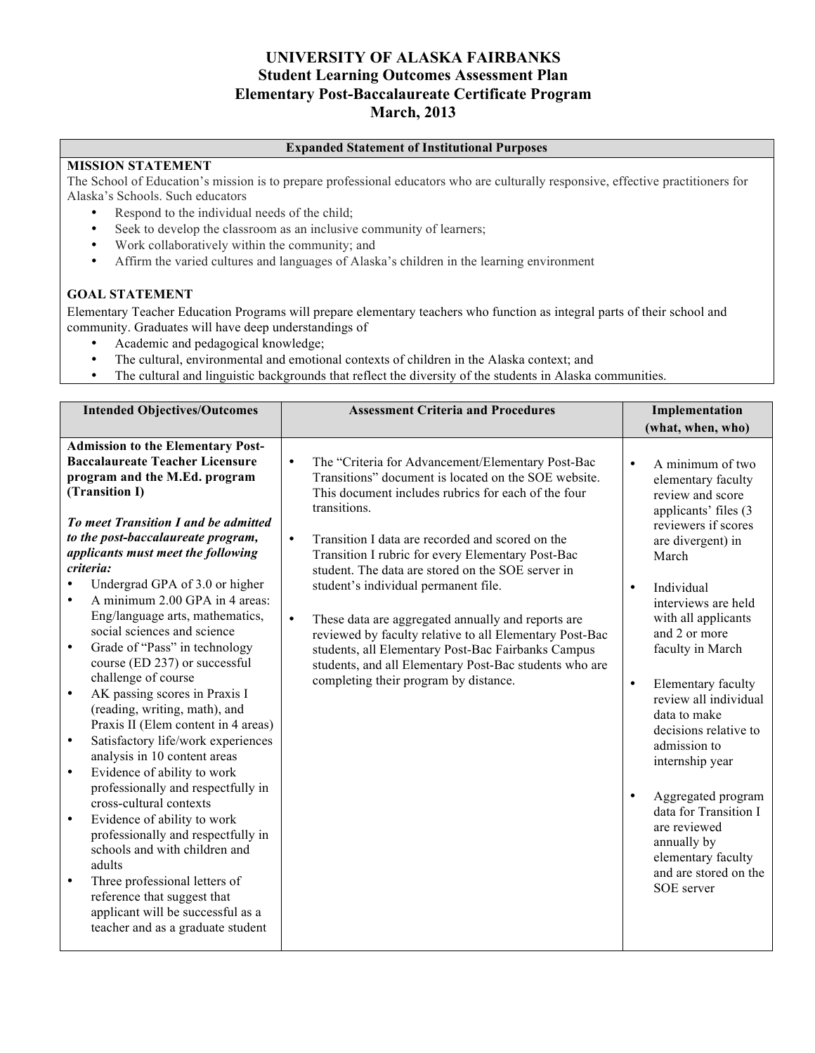# UNIVERSITY OF ALASKA FAIRBANKS
## Student Learning Outcomes Assessment Plan
## Elementary Post-Baccalaureate Certificate Program
## March, 2013

| Expanded Statement of Institutional Purposes |
|---|
| **MISSION STATEMENT**<br>The School of Education's mission is to prepare professional educators who are culturally responsive, effective practitioners for Alaska's Schools. Such educators<br>• Respond to the individual needs of the child;<br>• Seek to develop the classroom as an inclusive community of learners;<br>• Work collaboratively within the community; and<br>• Affirm the varied cultures and languages of Alaska's children in the learning environment<br><br>**GOAL STATEMENT**<br>Elementary Teacher Education Programs will prepare elementary teachers who function as integral parts of their school and community. Graduates will have deep understandings of<br>• Academic and pedagogical knowledge;<br>• The cultural, environmental and emotional contexts of children in the Alaska context; and<br>• The cultural and linguistic backgrounds that reflect the diversity of the students in Alaska communities. |

| Intended Objectives/Outcomes | Assessment Criteria and Procedures | Implementation (what, when, who) |
|---|---|---|
| **Admission to the Elementary Post-Baccalaureate Teacher Licensure program and the M.Ed. program (Transition I)**<br><br>***To meet Transition I and be admitted to the post-baccalaureate program, applicants must meet the following criteria:***<br>• Undergrad GPA of 3.0 or higher<br>• A minimum 2.00 GPA in 4 areas: Eng/language arts, mathematics, social sciences and science<br>• Grade of "Pass" in technology course (ED 237) or successful challenge of course<br>• AK passing scores in Praxis I (reading, writing, math), and Praxis II (Elem content in 4 areas)<br>• Satisfactory life/work experiences analysis in 10 content areas<br>• Evidence of ability to work professionally and respectfully in cross-cultural contexts<br>• Evidence of ability to work professionally and respectfully in schools and with children and adults<br>• Three professional letters of reference that suggest that applicant will be successful as a teacher and as a graduate student | • The "Criteria for Advancement/Elementary Post-Bac Transitions" document is located on the SOE website. This document includes rubrics for each of the four transitions.<br><br>• Transition I data are recorded and scored on the Transition I rubric for every Elementary Post-Bac student. The data are stored on the SOE server in student's individual permanent file.<br><br>• These data are aggregated annually and reports are reviewed by faculty relative to all Elementary Post-Bac students, all Elementary Post-Bac Fairbanks Campus students, and all Elementary Post-Bac students who are completing their program by distance. | • A minimum of two elementary faculty review and score applicants' files (3 reviewers if scores are divergent) in March<br><br>• Individual interviews are held with all applicants and 2 or more faculty in March<br><br>• Elementary faculty review all individual data to make decisions relative to admission to internship year<br><br>• Aggregated program data for Transition I are reviewed annually by elementary faculty and are stored on the SOE server |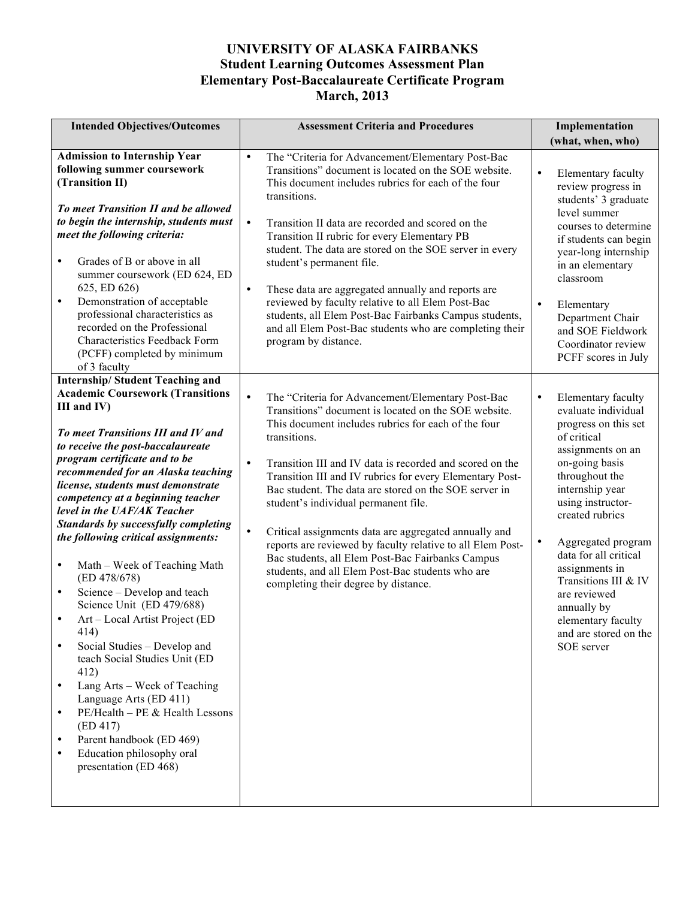# UNIVERSITY OF ALASKA FAIRBANKS
## Student Learning Outcomes Assessment Plan
## Elementary Post-Baccalaureate Certificate Program
## March, 2013

| Intended Objectives/Outcomes | Assessment Criteria and Procedures | Implementation (what, when, who) |
|---|---|---|
| **Admission to Internship Year following summer coursework (Transition II)**<br><br>***To meet Transition II and be allowed to begin the internship, students must meet the following criteria:***<br><br>• Grades of B or above in all summer coursework (ED 624, ED 625, ED 626)<br>• Demonstration of acceptable professional characteristics as recorded on the Professional Characteristics Feedback Form (PCFF) completed by minimum of 3 faculty | • The "Criteria for Advancement/Elementary Post-Bac Transitions" document is located on the SOE website. This document includes rubrics for each of the four transitions.<br><br>• Transition II data are recorded and scored on the Transition II rubric for every Elementary PB student. The data are stored on the SOE server in every student's permanent file.<br><br>• These data are aggregated annually and reports are reviewed by faculty relative to all Elem Post-Bac students, all Elem Post-Bac Fairbanks Campus students, and all Elem Post-Bac students who are completing their program by distance. | • Elementary faculty review progress in students' 3 graduate level summer courses to determine if students can begin year-long internship in an elementary classroom<br><br>• Elementary Department Chair and SOE Fieldwork Coordinator review PCFF scores in July |
| **Internship/ Student Teaching and Academic Coursework (Transitions III and IV)**<br><br>***To meet Transitions III and IV and to receive the post-baccalaureate program certificate and to be recommended for an Alaska teaching license, students must demonstrate competency at a beginning teacher level in the UAF/AK Teacher Standards by successfully completing the following critical assignments:***<br><br>• Math – Week of Teaching Math (ED 478/678)<br>• Science – Develop and teach Science Unit (ED 479/688)<br>• Art – Local Artist Project (ED 414)<br>• Social Studies – Develop and teach Social Studies Unit (ED 412)<br>• Lang Arts – Week of Teaching Language Arts (ED 411)<br>• PE/Health – PE & Health Lessons (ED 417)<br>• Parent handbook (ED 469)<br>• Education philosophy oral presentation (ED 468) | • The "Criteria for Advancement/Elementary Post-Bac Transitions" document is located on the SOE website. This document includes rubrics for each of the four transitions.<br><br>• Transition III and IV data is recorded and scored on the Transition III and IV rubrics for every Elementary Post-Bac student. The data are stored on the SOE server in student's individual permanent file.<br><br>• Critical assignments data are aggregated annually and reports are reviewed by faculty relative to all Elem Post-Bac students, all Elem Post-Bac Fairbanks Campus students, and all Elem Post-Bac students who are completing their degree by distance. | • Elementary faculty evaluate individual progress on this set of critical assignments on an on-going basis throughout the internship year using instructor-created rubrics<br><br>• Aggregated program data for all critical assignments in Transitions III & IV are reviewed annually by elementary faculty and are stored on the SOE server |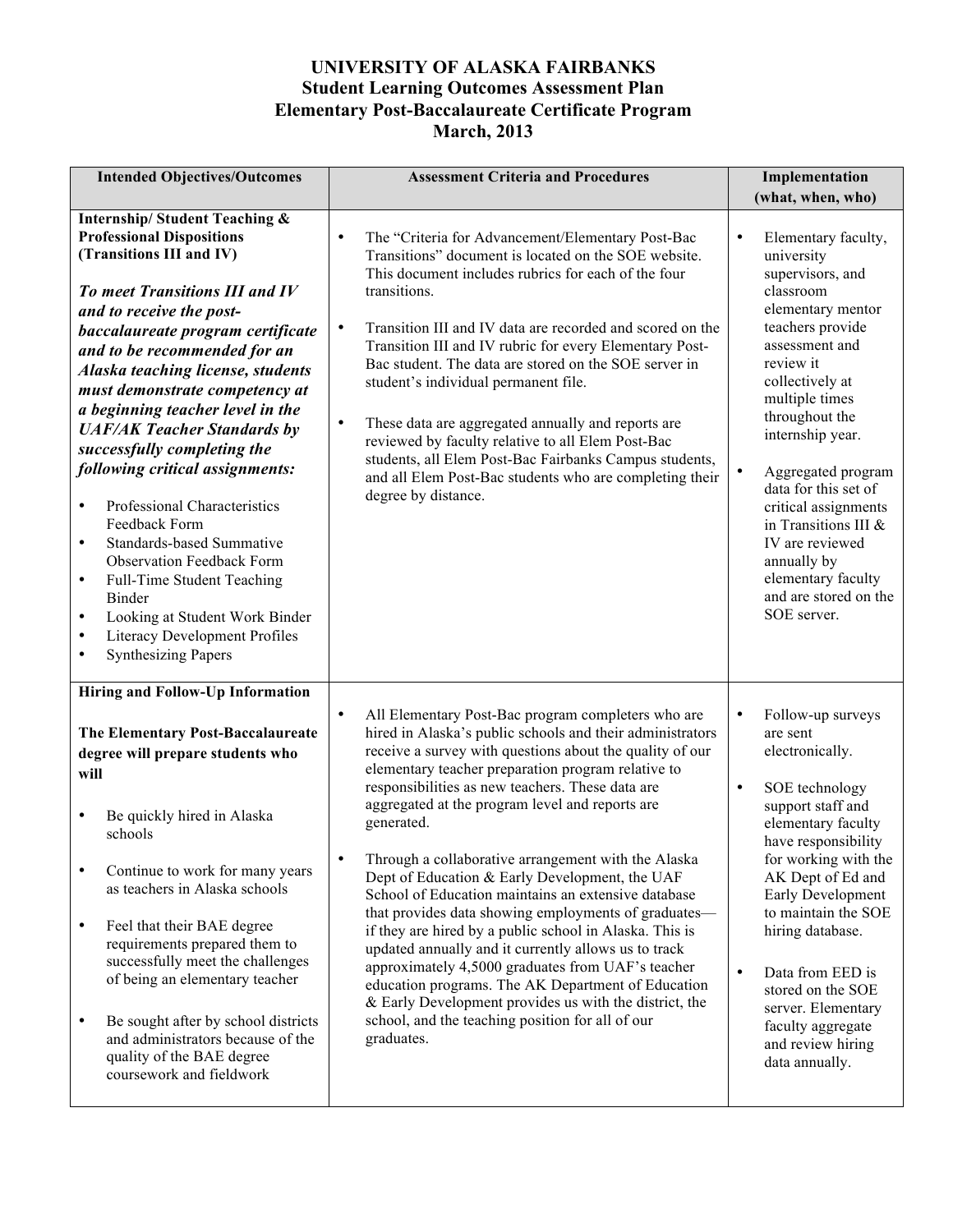# UNIVERSITY OF ALASKA FAIRBANKS
## Student Learning Outcomes Assessment Plan
## Elementary Post-Baccalaureate Certificate Program
## March, 2013

| Intended Objectives/Outcomes | Assessment Criteria and Procedures | Implementation (what, when, who) |
|---|---|---|
| **Internship/ Student Teaching & Professional Dispositions (Transitions III and IV)**<br><br>***To meet Transitions III and IV and to receive the post-baccalaureate program certificate and to be recommended for an Alaska teaching license, students must demonstrate competency at a beginning teacher level in the UAF/AK Teacher Standards by successfully completing the following critical assignments:***<br><br>• Professional Characteristics Feedback Form<br>• Standards-based Summative Observation Feedback Form<br>• Full-Time Student Teaching Binder<br>• Looking at Student Work Binder<br>• Literacy Development Profiles<br>• Synthesizing Papers | • The "Criteria for Advancement/Elementary Post-Bac Transitions" document is located on the SOE website. This document includes rubrics for each of the four transitions.<br><br>• Transition III and IV data are recorded and scored on the Transition III and IV rubric for every Elementary Post-Bac student. The data are stored on the SOE server in student's individual permanent file.<br><br>• These data are aggregated annually and reports are reviewed by faculty relative to all Elem Post-Bac students, all Elem Post-Bac Fairbanks Campus students, and all Elem Post-Bac students who are completing their degree by distance. | • Elementary faculty, university supervisors, and classroom elementary mentor teachers provide assessment and review it collectively at multiple times throughout the internship year.<br><br>• Aggregated program data for this set of critical assignments in Transitions III & IV are reviewed annually by elementary faculty and are stored on the SOE server. |
| **Hiring and Follow-Up Information**<br><br>**The Elementary Post-Baccalaureate degree will prepare students who will**<br><br>• Be quickly hired in Alaska schools<br><br>• Continue to work for many years as teachers in Alaska schools<br><br>• Feel that their BAE degree requirements prepared them to successfully meet the challenges of being an elementary teacher<br><br>• Be sought after by school districts and administrators because of the quality of the BAE degree coursework and fieldwork | • All Elementary Post-Bac program completers who are hired in Alaska's public schools and their administrators receive a survey with questions about the quality of our elementary teacher preparation program relative to responsibilities as new teachers. These data are aggregated at the program level and reports are generated.<br><br>• Through a collaborative arrangement with the Alaska Dept of Education & Early Development, the UAF School of Education maintains an extensive database that provides data showing employments of graduates—if they are hired by a public school in Alaska. This is updated annually and it currently allows us to track approximately 4,5000 graduates from UAF's teacher education programs. The AK Department of Education & Early Development provides us with the district, the school, and the teaching position for all of our graduates. | • Follow-up surveys are sent electronically.<br><br>• SOE technology support staff and elementary faculty have responsibility for working with the AK Dept of Ed and Early Development to maintain the SOE hiring database.<br><br>• Data from EED is stored on the SOE server. Elementary faculty aggregate and review hiring data annually. |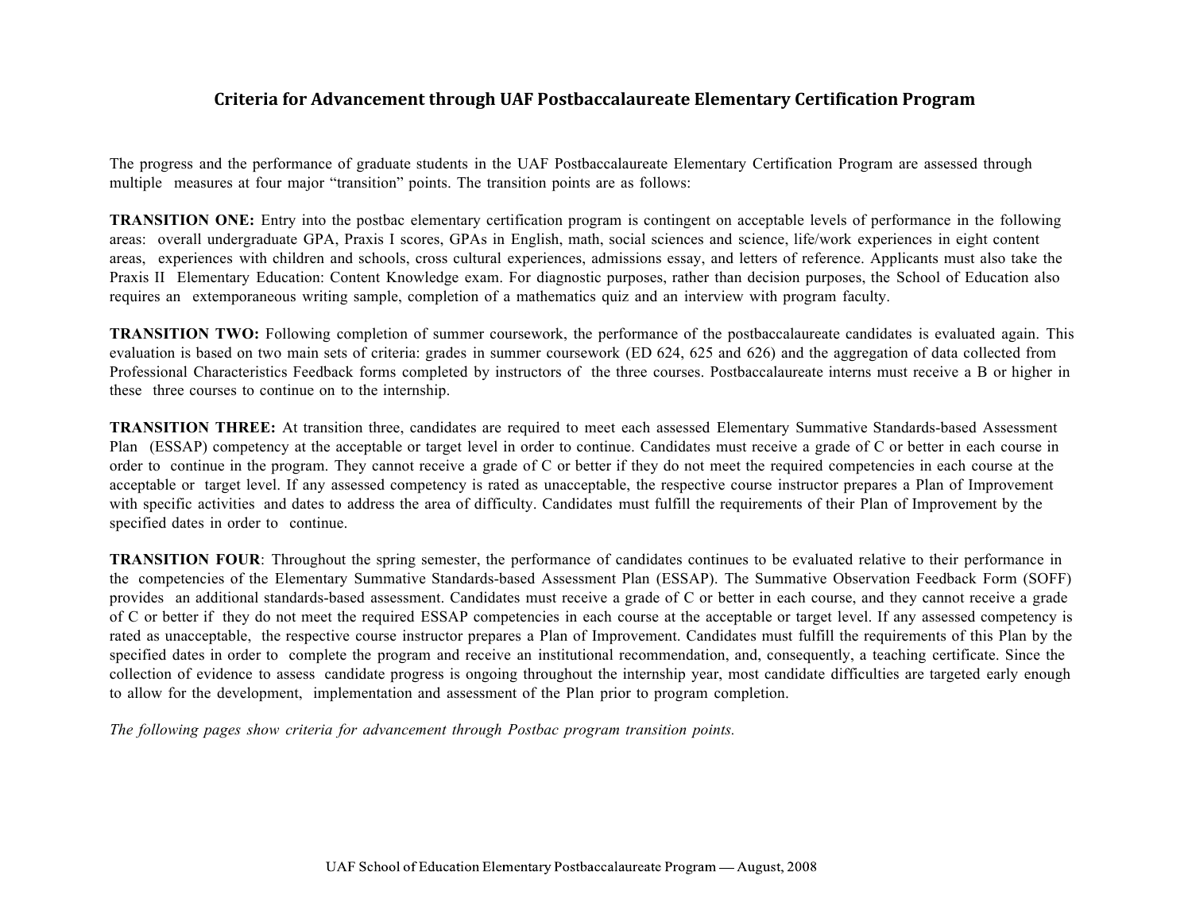# Criteria for Advancement through UAF Postbaccalaureate Elementary Certification Program

The progress and the performance of graduate students in the UAF Postbaccalaureate Elementary Certification Program are assessed through multiple measures at four major "transition" points. The transition points are as follows:

**TRANSITION ONE:** Entry into the postbac elementary certification program is contingent on acceptable levels of performance in the following areas: overall undergraduate GPA, Praxis I scores, GPAs in English, math, social sciences and science, life/work experiences in eight content areas, experiences with children and schools, cross cultural experiences, admissions essay, and letters of reference. Applicants must also take the Praxis II Elementary Education: Content Knowledge exam. For diagnostic purposes, rather than decision purposes, the School of Education also requires an extemporaneous writing sample, completion of a mathematics quiz and an interview with program faculty.

**TRANSITION TWO:** Following completion of summer coursework, the performance of the postbaccalaureate candidates is evaluated again. This evaluation is based on two main sets of criteria: grades in summer coursework (ED 624, 625 and 626) and the aggregation of data collected from Professional Characteristics Feedback forms completed by instructors of the three courses. Postbaccalaureate interns must receive a B or higher in these three courses to continue on to the internship.

**TRANSITION THREE:** At transition three, candidates are required to meet each assessed Elementary Summative Standards-based Assessment Plan (ESSAP) competency at the acceptable or target level in order to continue. Candidates must receive a grade of C or better in each course in order to continue in the program. They cannot receive a grade of C or better if they do not meet the required competencies in each course at the acceptable or target level. If any assessed competency is rated as unacceptable, the respective course instructor prepares a Plan of Improvement with specific activities and dates to address the area of difficulty. Candidates must fulfill the requirements of their Plan of Improvement by the specified dates in order to continue.

**TRANSITION FOUR**: Throughout the spring semester, the performance of candidates continues to be evaluated relative to their performance in the competencies of the Elementary Summative Standards-based Assessment Plan (ESSAP). The Summative Observation Feedback Form (SOFF) provides an additional standards-based assessment. Candidates must receive a grade of C or better in each course, and they cannot receive a grade of C or better if they do not meet the required ESSAP competencies in each course at the acceptable or target level. If any assessed competency is rated as unacceptable, the respective course instructor prepares a Plan of Improvement. Candidates must fulfill the requirements of this Plan by the specified dates in order to complete the program and receive an institutional recommendation, and, consequently, a teaching certificate. Since the collection of evidence to assess candidate progress is ongoing throughout the internship year, most candidate difficulties are targeted early enough to allow for the development, implementation and assessment of the Plan prior to program completion.

*The following pages show criteria for advancement through Postbac program transition points.*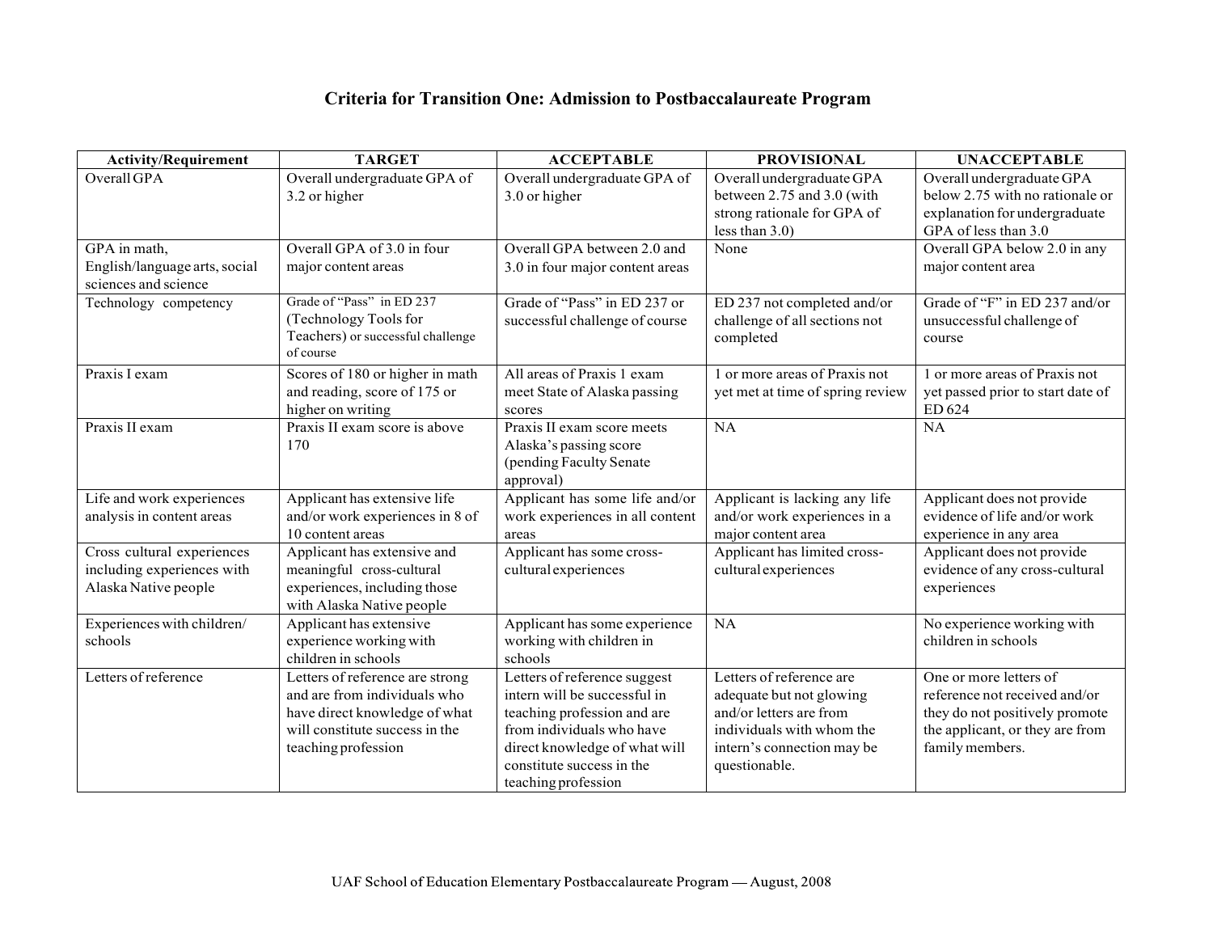## Criteria for Transition One: Admission to Postbaccalaureate Program

| Activity/Requirement | TARGET | ACCEPTABLE | PROVISIONAL | UNACCEPTABLE |
|---|---|---|---|---|
| Overall GPA | Overall undergraduate GPA of 3.2 or higher | Overall undergraduate GPA of 3.0 or higher | Overall undergraduate GPA between 2.75 and 3.0 (with strong rationale for GPA of less than 3.0) | Overall undergraduate GPA below 2.75 with no rationale or explanation for undergraduate GPA of less than 3.0 |
| GPA in math, English/language arts, social sciences and science | Overall GPA of 3.0 in four major content areas | Overall GPA between 2.0 and 3.0 in four major content areas | None | Overall GPA below 2.0 in any major content area |
| Technology competency | Grade of "Pass" in ED 237 (Technology Tools for Teachers) or successful challenge of course | Grade of "Pass" in ED 237 or successful challenge of course | ED 237 not completed and/or challenge of all sections not completed | Grade of "F" in ED 237 and/or unsuccessful challenge of course |
| Praxis I exam | Scores of 180 or higher in math and reading, score of 175 or higher on writing | All areas of Praxis 1 exam meet State of Alaska passing scores | 1 or more areas of Praxis not yet met at time of spring review | 1 or more areas of Praxis not yet passed prior to start date of ED 624 |
| Praxis II exam | Praxis II exam score is above 170 | Praxis II exam score meets Alaska's passing score (pending Faculty Senate approval) | NA | NA |
| Life and work experiences analysis in content areas | Applicant has extensive life and/or work experiences in 8 of 10 content areas | Applicant has some life and/or work experiences in all content areas | Applicant is lacking any life and/or work experiences in a major content area | Applicant does not provide evidence of life and/or work experience in any area |
| Cross cultural experiences including experiences with Alaska Native people | Applicant has extensive and meaningful cross-cultural experiences, including those with Alaska Native people | Applicant has some cross-cultural experiences | Applicant has limited cross-cultural experiences | Applicant does not provide evidence of any cross-cultural experiences |
| Experiences with children/ schools | Applicant has extensive experience working with children in schools | Applicant has some experience working with children in schools | NA | No experience working with children in schools |
| Letters of reference | Letters of reference are strong and are from individuals who have direct knowledge of what will constitute success in the teaching profession | Letters of reference suggest intern will be successful in teaching profession and are from individuals who have direct knowledge of what will constitute success in the teaching profession | Letters of reference are adequate but not glowing and/or letters are from individuals with whom the intern's connection may be questionable. | One or more letters of reference not received and/or they do not positively promote the applicant, or they are from family members. |

UAF School of Education Elementary Postbaccalaureate Program — August, 2008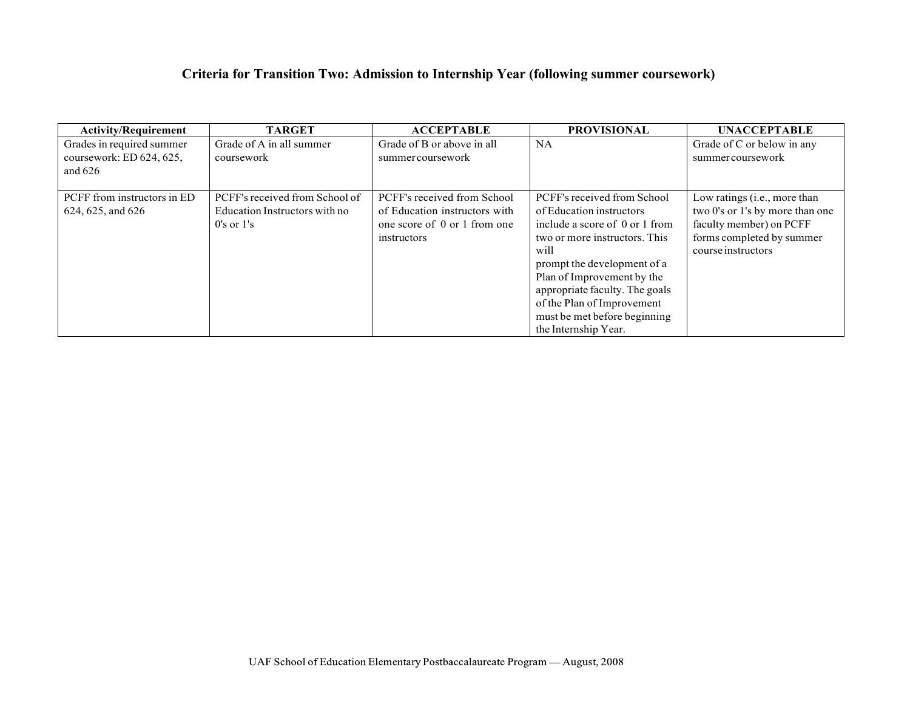## Criteria for Transition Two: Admission to Internship Year (following summer coursework)

| Activity/Requirement | TARGET | ACCEPTABLE | PROVISIONAL | UNACCEPTABLE |
|---|---|---|---|---|
| Grades in required summer coursework: ED 624, 625, and 626 | Grade of A in all summer coursework | Grade of B or above in all summer coursework | NA | Grade of C or below in any summer coursework |
| PCFF from instructors in ED 624, 625, and 626 | PCFF's received from School of Education Instructors with no 0's or 1's | PCFF's received from School of Education instructors with one score of 0 or 1 from one instructors | PCFF's received from School of Education instructors include a score of 0 or 1 from two or more instructors. This will prompt the development of a Plan of Improvement by the appropriate faculty. The goals of the Plan of Improvement must be met before beginning the Internship Year. | Low ratings (i.e., more than two 0's or 1's by more than one faculty member) on PCFF forms completed by summer course instructors |

UAF School of Education Elementary Postbaccalaureate Program — August, 2008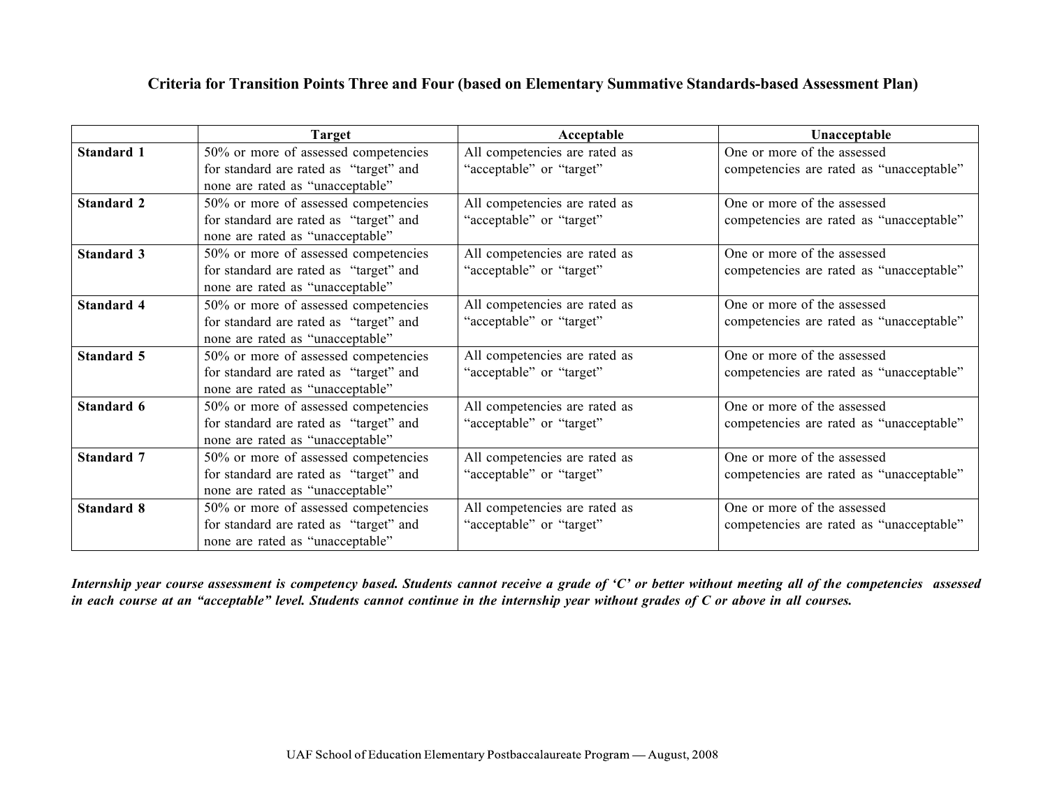## Criteria for Transition Points Three and Four (based on Elementary Summative Standards-based Assessment Plan)

| | Target | Acceptable | Unacceptable |
|---|---|---|---|
| **Standard 1** | 50% or more of assessed competencies for standard are rated as "target" and none are rated as "unacceptable" | All competencies are rated as "acceptable" or "target" | One or more of the assessed competencies are rated as "unacceptable" |
| **Standard 2** | 50% or more of assessed competencies for standard are rated as "target" and none are rated as "unacceptable" | All competencies are rated as "acceptable" or "target" | One or more of the assessed competencies are rated as "unacceptable" |
| **Standard 3** | 50% or more of assessed competencies for standard are rated as "target" and none are rated as "unacceptable" | All competencies are rated as "acceptable" or "target" | One or more of the assessed competencies are rated as "unacceptable" |
| **Standard 4** | 50% or more of assessed competencies for standard are rated as "target" and none are rated as "unacceptable" | All competencies are rated as "acceptable" or "target" | One or more of the assessed competencies are rated as "unacceptable" |
| **Standard 5** | 50% or more of assessed competencies for standard are rated as "target" and none are rated as "unacceptable" | All competencies are rated as "acceptable" or "target" | One or more of the assessed competencies are rated as "unacceptable" |
| **Standard 6** | 50% or more of assessed competencies for standard are rated as "target" and none are rated as "unacceptable" | All competencies are rated as "acceptable" or "target" | One or more of the assessed competencies are rated as "unacceptable" |
| **Standard 7** | 50% or more of assessed competencies for standard are rated as "target" and none are rated as "unacceptable" | All competencies are rated as "acceptable" or "target" | One or more of the assessed competencies are rated as "unacceptable" |
| **Standard 8** | 50% or more of assessed competencies for standard are rated as "target" and none are rated as "unacceptable" | All competencies are rated as "acceptable" or "target" | One or more of the assessed competencies are rated as "unacceptable" |

***Internship year course assessment is competency based. Students cannot receive a grade of 'C' or better without meeting all of the competencies assessed in each course at an "acceptable" level. Students cannot continue in the internship year without grades of C or above in all courses.***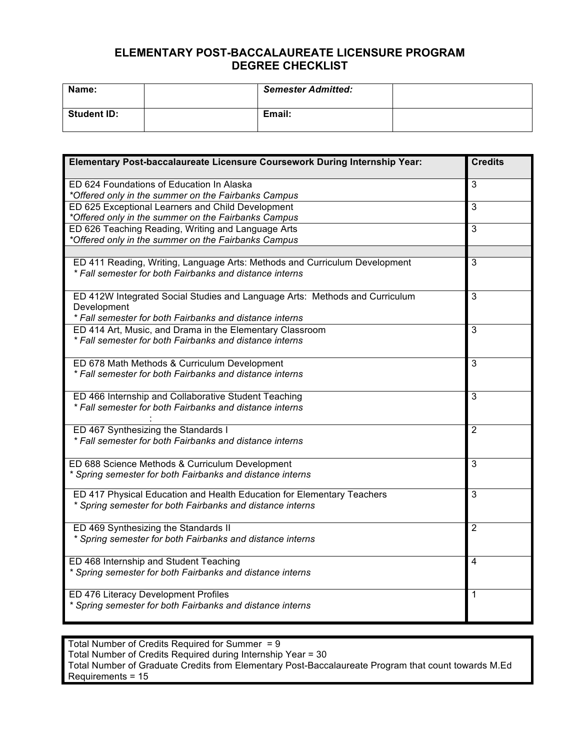# ELEMENTARY POST-BACCALAUREATE LICENSURE PROGRAM
# DEGREE CHECKLIST

| **Name:** | | ***Semester Admitted:*** | |
|---|---|---|---|
| **Student ID:** | | **Email:** | |

| **Elementary Post-baccalaureate Licensure Coursework During Internship Year:** | **Credits** |
|---|---|
| ED 624 Foundations of Education In Alaska<br>*\*Offered only in the summer on the Fairbanks Campus* | 3 |
| ED 625 Exceptional Learners and Child Development<br>*\*Offered only in the summer on the Fairbanks Campus* | 3 |
| ED 626 Teaching Reading, Writing and Language Arts<br>*\*Offered only in the summer on the Fairbanks Campus* | 3 |
| | |
| ED 411 Reading, Writing, Language Arts: Methods and Curriculum Development<br>*\* Fall semester for both Fairbanks and distance interns* | 3 |
| ED 412W Integrated Social Studies and Language Arts: Methods and Curriculum Development<br>*\* Fall semester for both Fairbanks and distance interns* | 3 |
| ED 414 Art, Music, and Drama in the Elementary Classroom<br>*\* Fall semester for both Fairbanks and distance interns* | 3 |
| ED 678 Math Methods & Curriculum Development<br>*\* Fall semester for both Fairbanks and distance interns* | 3 |
| ED 466 Internship and Collaborative Student Teaching<br>*\* Fall semester for both Fairbanks and distance interns*<br>: | 3 |
| ED 467 Synthesizing the Standards I<br>*\* Fall semester for both Fairbanks and distance interns* | 2 |
| ED 688 Science Methods & Curriculum Development<br>*\* Spring semester for both Fairbanks and distance interns* | 3 |
| ED 417 Physical Education and Health Education for Elementary Teachers<br>*\* Spring semester for both Fairbanks and distance interns* | 3 |
| ED 469 Synthesizing the Standards II<br>*\* Spring semester for both Fairbanks and distance interns* | 2 |
| ED 468 Internship and Student Teaching<br>*\* Spring semester for both Fairbanks and distance interns* | 4 |
| ED 476 Literacy Development Profiles<br>*\* Spring semester for both Fairbanks and distance interns* | 1 |

Total Number of Credits Required for Summer = 9
Total Number of Credits Required during Internship Year = 30
Total Number of Graduate Credits from Elementary Post-Baccalaureate Program that count towards M.Ed Requirements = 15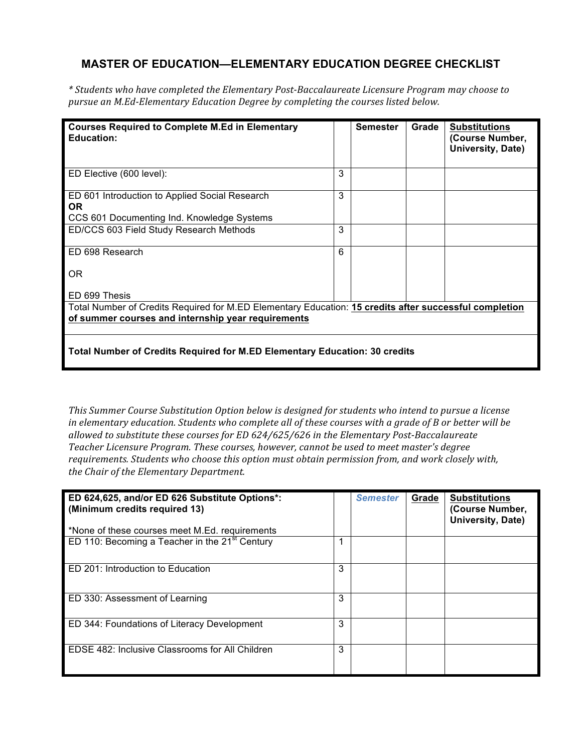## MASTER OF EDUCATION—ELEMENTARY EDUCATION DEGREE CHECKLIST

*\* Students who have completed the Elementary Post-Baccalaureate Licensure Program may choose to pursue an M.Ed-Elementary Education Degree by completing the courses listed below.*

| **Courses Required to Complete M.Ed in Elementary Education:** | | **Semester** | **Grade** | **Substitutions (Course Number, University, Date)** |
|---|---|---|---|---|
| ED Elective (600 level): | 3 | | | |
| ED 601 Introduction to Applied Social Research **OR** CCS 601 Documenting Ind. Knowledge Systems | 3 | | | |
| ED/CCS 603 Field Study Research Methods | 3 | | | |
| ED 698 Research OR ED 699 Thesis | 6 | | | |
| Total Number of Credits Required for M.ED Elementary Education: **15 credits after successful completion of summer courses and internship year requirements** | | | | |
| **Total Number of Credits Required for M.ED Elementary Education: 30 credits** | | | | |

*This Summer Course Substitution Option below is designed for students who intend to pursue a license in elementary education. Students who complete all of these courses with a grade of B or better will be allowed to substitute these courses for ED 624/625/626 in the Elementary Post-Baccalaureate Teacher Licensure Program. These courses, however, cannot be used to meet master's degree requirements. Students who choose this option must obtain permission from, and work closely with, the Chair of the Elementary Department.*

| **ED 624,625, and/or ED 626 Substitute Options\*: (Minimum credits required 13)** \*None of these courses meet M.Ed. requirements | | ***Semester*** | **Grade** | **Substitutions (Course Number, University, Date)** |
|---|---|---|---|---|
| ED 110: Becoming a Teacher in the 21st Century | 1 | | | |
| ED 201: Introduction to Education | 3 | | | |
| ED 330: Assessment of Learning | 3 | | | |
| ED 344: Foundations of Literacy Development | 3 | | | |
| EDSE 482: Inclusive Classrooms for All Children | 3 | | | |